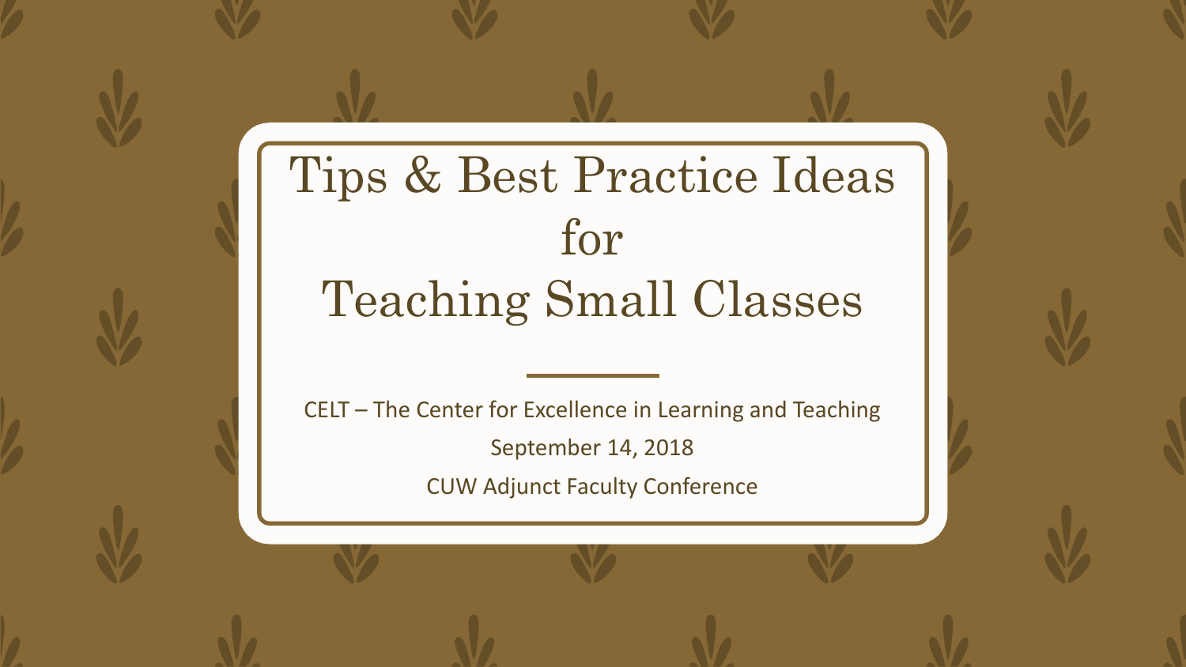# Tips & Best Practice Ideas for Teaching Small Classes

CELT – The Center for Excellence in Learning and Teaching

September 14, 2018

CUW Adjunct Faculty Conference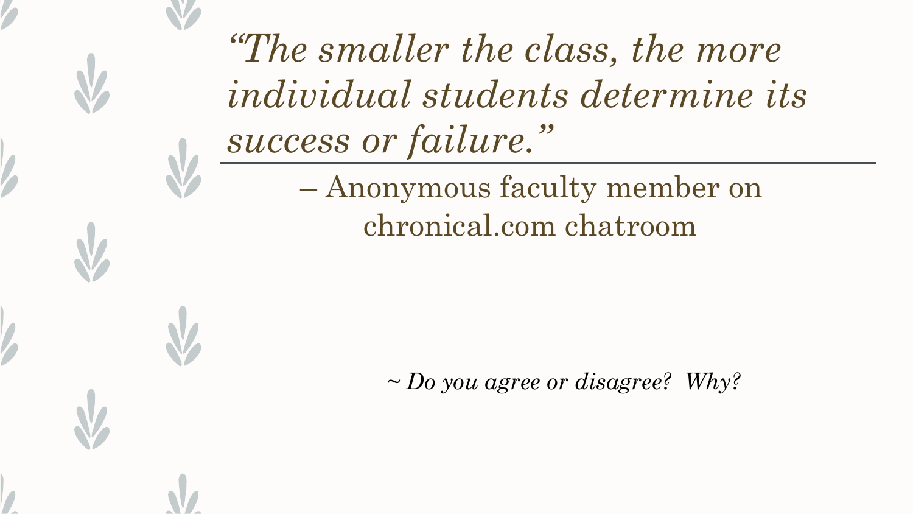*"The smaller the class, the more individual students determine its success or failure."*

– Anonymous faculty member on chronical.com chatroom

*~ Do you agree or disagree?  Why?*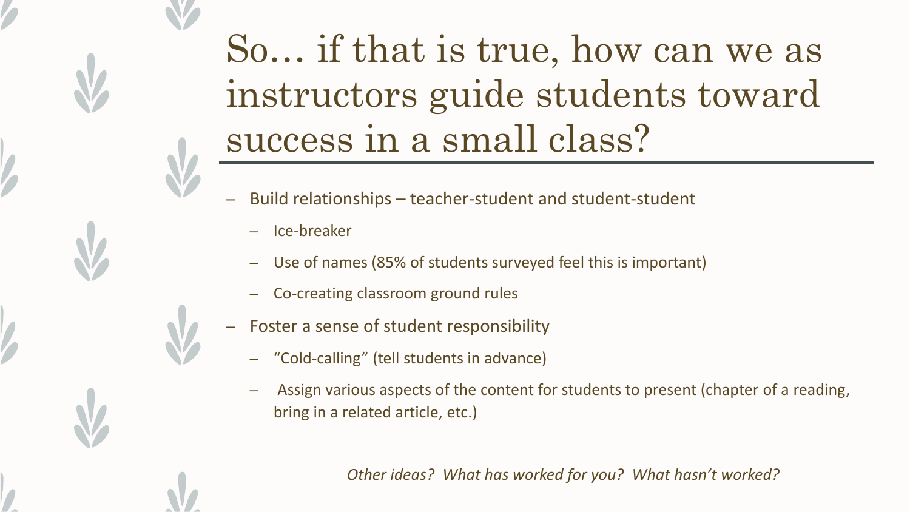# So… if that is true, how can we as instructors guide students toward success in a small class?

- Build relationships – teacher-student and student-student
  - Ice-breaker
  - Use of names (85% of students surveyed feel this is important)
  - Co-creating classroom ground rules
- Foster a sense of student responsibility
  - "Cold-calling" (tell students in advance)
  - Assign various aspects of the content for students to present (chapter of a reading, bring in a related article, etc.)

*Other ideas? What has worked for you? What hasn't worked?*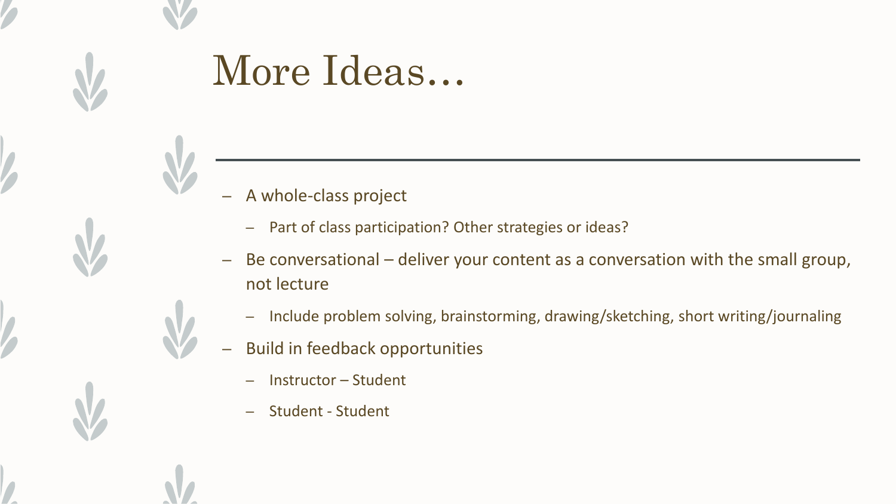# More Ideas…

- A whole-class project
  - Part of class participation? Other strategies or ideas?
- Be conversational – deliver your content as a conversation with the small group, not lecture
  - Include problem solving, brainstorming, drawing/sketching, short writing/journaling
- Build in feedback opportunities
  - Instructor – Student
  - Student - Student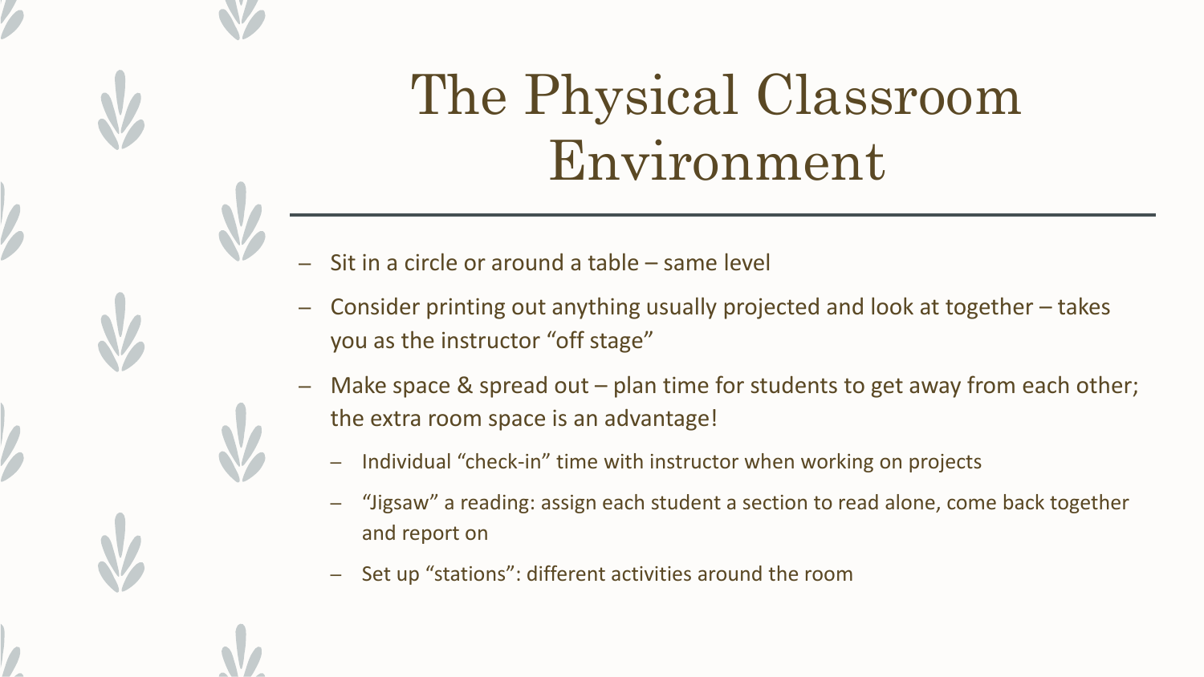# The Physical Classroom Environment

- Sit in a circle or around a table – same level
- Consider printing out anything usually projected and look at together – takes you as the instructor "off stage"
- Make space & spread out – plan time for students to get away from each other; the extra room space is an advantage!
  - Individual "check-in" time with instructor when working on projects
  - "Jigsaw" a reading: assign each student a section to read alone, come back together and report on
  - Set up "stations": different activities around the room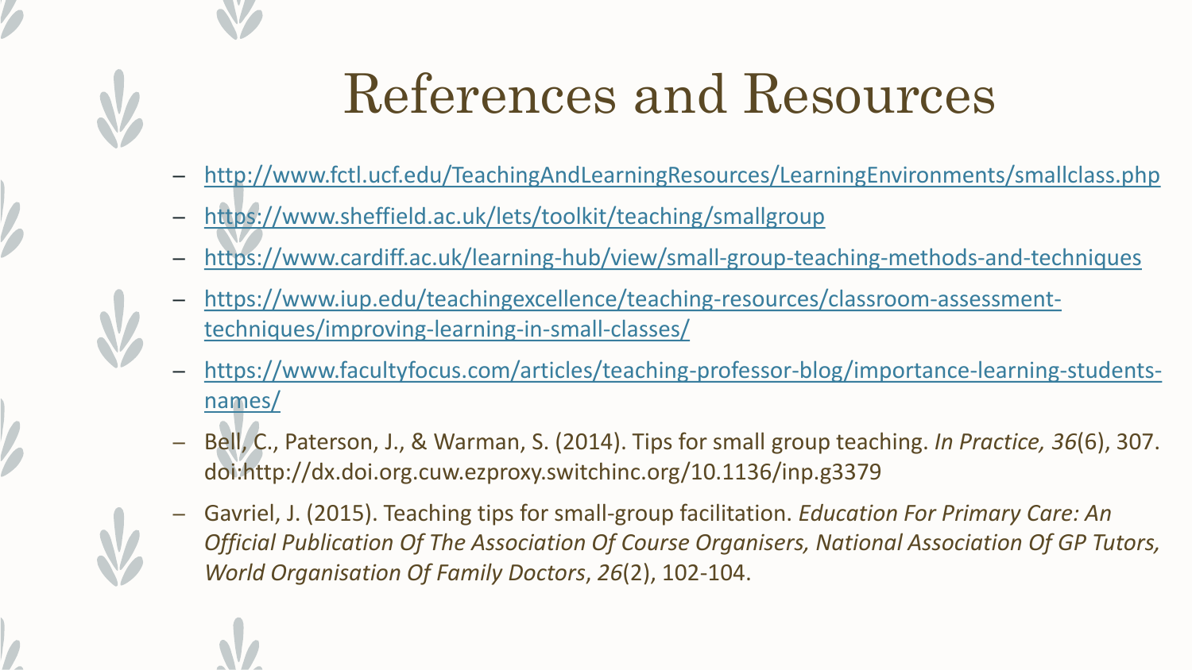# References and Resources

- http://www.fctl.ucf.edu/TeachingAndLearningResources/LearningEnvironments/smallclass.php
- https://www.sheffield.ac.uk/lets/toolkit/teaching/smallgroup
- https://www.cardiff.ac.uk/learning-hub/view/small-group-teaching-methods-and-techniques
- https://www.iup.edu/teachingexcellence/teaching-resources/classroom-assessment-techniques/improving-learning-in-small-classes/
- https://www.facultyfocus.com/articles/teaching-professor-blog/importance-learning-students-names/
- Bell, C., Paterson, J., & Warman, S. (2014). Tips for small group teaching. *In Practice, 36*(6), 307. doi:http://dx.doi.org.cuw.ezproxy.switchinc.org/10.1136/inp.g3379
- Gavriel, J. (2015). Teaching tips for small-group facilitation. *Education For Primary Care: An Official Publication Of The Association Of Course Organisers, National Association Of GP Tutors, World Organisation Of Family Doctors*, *26*(2), 102-104.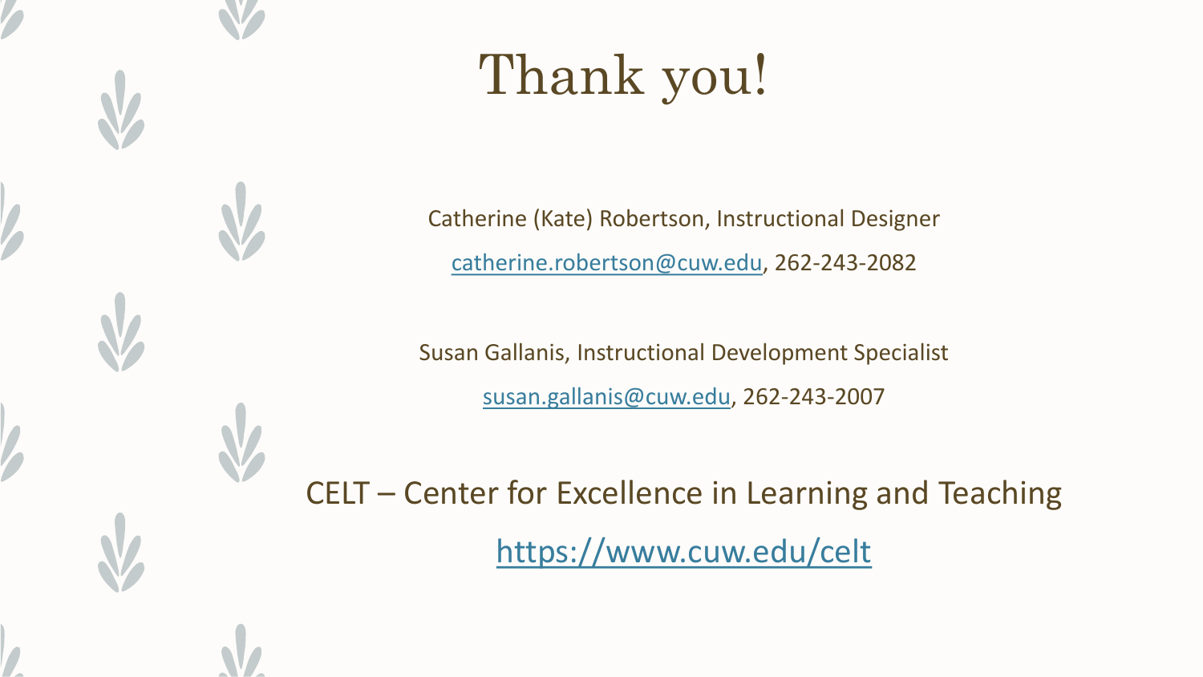# Thank you!

Catherine (Kate) Robertson, Instructional Designer

catherine.robertson@cuw.edu, 262-243-2082

Susan Gallanis, Instructional Development Specialist

susan.gallanis@cuw.edu, 262-243-2007

CELT – Center for Excellence in Learning and Teaching

https://www.cuw.edu/celt